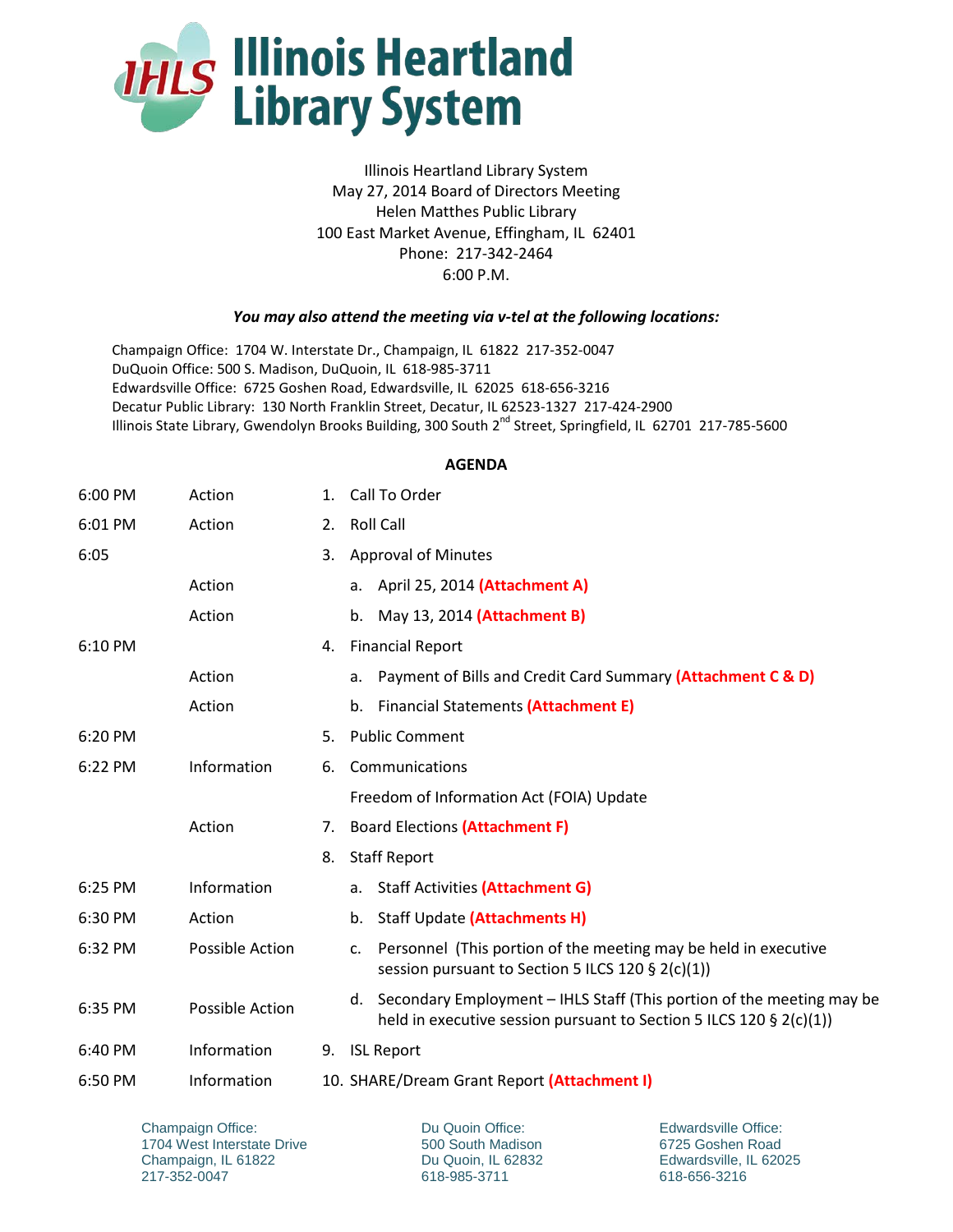# Illinois Heartland Library System

Illinois Heartland Library System
May 27, 2014 Board of Directors Meeting
Helen Matthes Public Library
100 East Market Avenue, Effingham, IL 62401
Phone: 217-342-2464
6:00 P.M.

***You may also attend the meeting via v-tel at the following locations:***

Champaign Office: 1704 W. Interstate Dr., Champaign, IL 61822 217-352-0047
DuQuoin Office: 500 S. Madison, DuQuoin, IL 618-985-3711
Edwardsville Office: 6725 Goshen Road, Edwardsville, IL 62025 618-656-3216
Decatur Public Library: 130 North Franklin Street, Decatur, IL 62523-1327 217-424-2900
Illinois State Library, Gwendolyn Brooks Building, 300 South 2nd Street, Springfield, IL 62701 217-785-5600

**AGENDA**

| Time | Type | Item |
|---|---|---|
| 6:00 PM | Action | 1. Call To Order |
| 6:01 PM | Action | 2. Roll Call |
| 6:05 | | 3. Approval of Minutes |
| | Action | a. April 25, 2014 **(Attachment A)** |
| | Action | b. May 13, 2014 **(Attachment B)** |
| 6:10 PM | | 4. Financial Report |
| | Action | a. Payment of Bills and Credit Card Summary **(Attachment C & D)** |
| | Action | b. Financial Statements **(Attachment E)** |
| 6:20 PM | | 5. Public Comment |
| 6:22 PM | Information | 6. Communications |
| | | Freedom of Information Act (FOIA) Update |
| | Action | 7. Board Elections **(Attachment F)** |
| | | 8. Staff Report |
| 6:25 PM | Information | a. Staff Activities **(Attachment G)** |
| 6:30 PM | Action | b. Staff Update **(Attachments H)** |
| 6:32 PM | Possible Action | c. Personnel (This portion of the meeting may be held in executive session pursuant to Section 5 ILCS 120 § 2(c)(1)) |
| 6:35 PM | Possible Action | d. Secondary Employment – IHLS Staff (This portion of the meeting may be held in executive session pursuant to Section 5 ILCS 120 § 2(c)(1)) |
| 6:40 PM | Information | 9. ISL Report |
| 6:50 PM | Information | 10. SHARE/Dream Grant Report **(Attachment I)** |

Champaign Office:
1704 West Interstate Drive
Champaign, IL 61822
217-352-0047

Du Quoin Office:
500 South Madison
Du Quoin, IL 62832
618-985-3711

Edwardsville Office:
6725 Goshen Road
Edwardsville, IL 62025
618-656-3216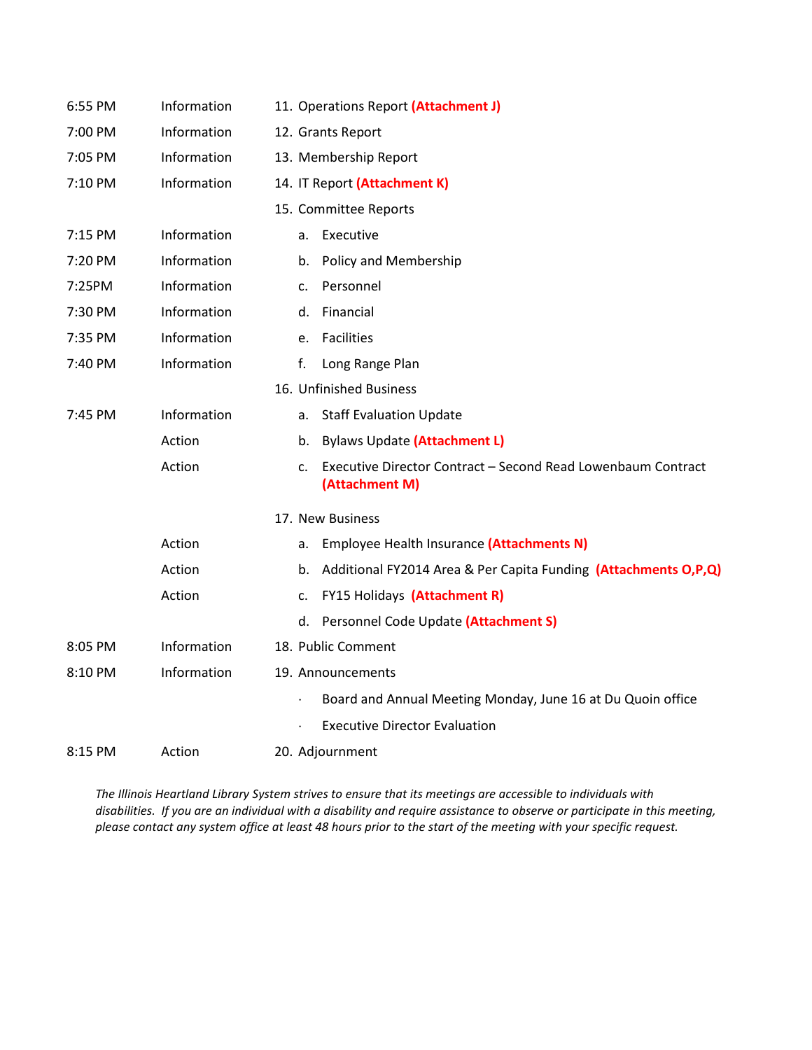| | | |
|---|---|---|
| 6:55 PM | Information | 11. Operations Report **(Attachment J)** |
| 7:00 PM | Information | 12. Grants Report |
| 7:05 PM | Information | 13. Membership Report |
| 7:10 PM | Information | 14. IT Report **(Attachment K)** |
| | | 15. Committee Reports |
| 7:15 PM | Information | a. Executive |
| 7:20 PM | Information | b. Policy and Membership |
| 7:25PM | Information | c. Personnel |
| 7:30 PM | Information | d. Financial |
| 7:35 PM | Information | e. Facilities |
| 7:40 PM | Information | f. Long Range Plan |
| | | 16. Unfinished Business |
| 7:45 PM | Information | a. Staff Evaluation Update |
| | Action | b. Bylaws Update **(Attachment L)** |
| | Action | c. Executive Director Contract – Second Read Lowenbaum Contract **(Attachment M)** |
| | | 17. New Business |
| | Action | a. Employee Health Insurance **(Attachments N)** |
| | Action | b. Additional FY2014 Area & Per Capita Funding **(Attachments O,P,Q)** |
| | Action | c. FY15 Holidays **(Attachment R)** |
| | | d. Personnel Code Update **(Attachment S)** |
| 8:05 PM | Information | 18. Public Comment |
| 8:10 PM | Information | 19. Announcements |
| | | · Board and Annual Meeting Monday, June 16 at Du Quoin office |
| | | · Executive Director Evaluation |
| 8:15 PM | Action | 20. Adjournment |

*The Illinois Heartland Library System strives to ensure that its meetings are accessible to individuals with disabilities. If you are an individual with a disability and require assistance to observe or participate in this meeting, please contact any system office at least 48 hours prior to the start of the meeting with your specific request.*